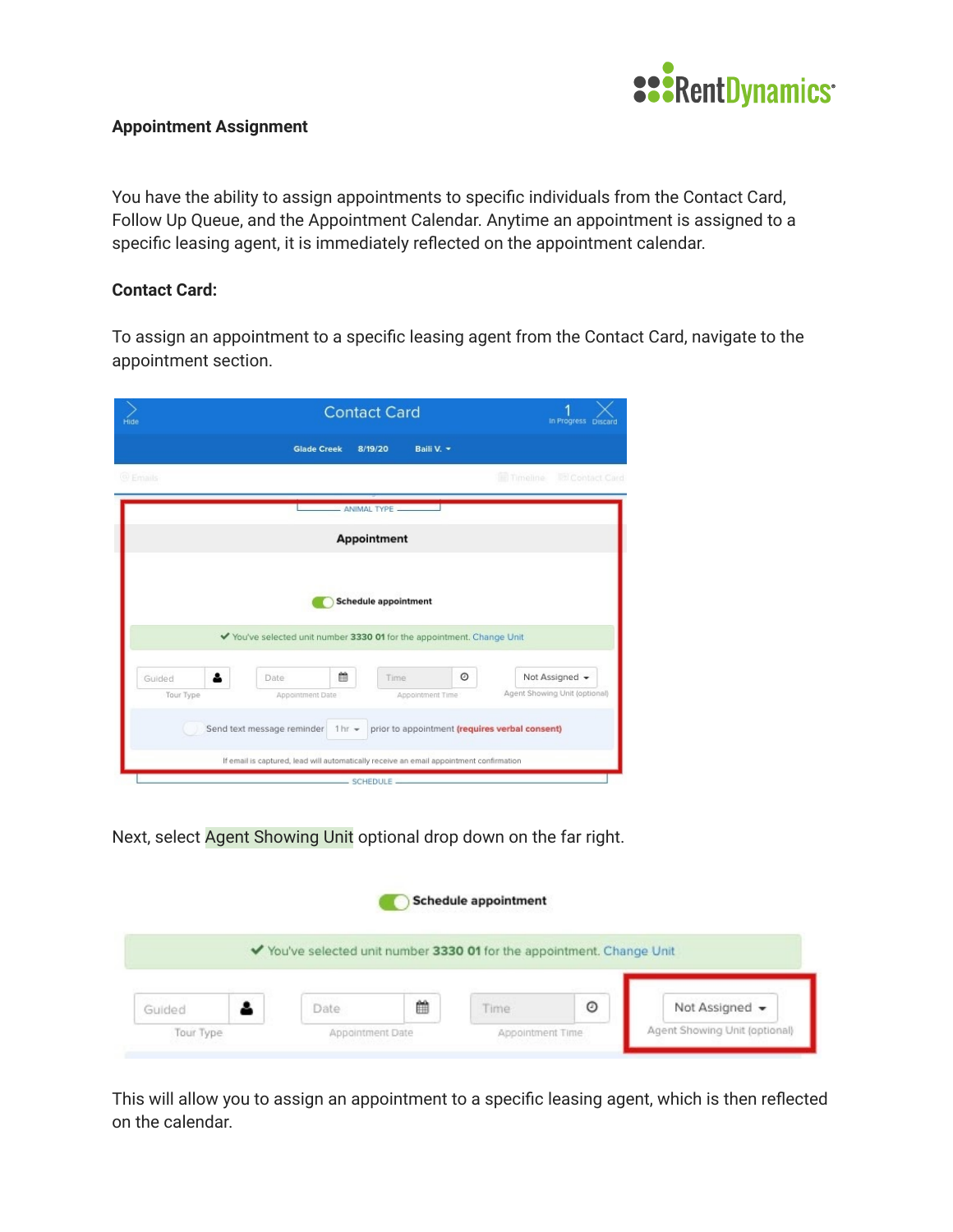## Appointment Assignment

You have the ability to assign appointments to specific individuals from the Contact Card, Follow Up Queue, and the Appointment Calendar. Anytime an appointment is assigned to a specific leasing agent, it is immediately reflected on the appointment calendar.

### Contact Card:

To assign an appointment to a specific leasing agent from the Contact Card, navigate to the appointment section.

Next, select Agent Showing Unit optional drop down on the far right.

This will allow you to assign an appointment to a specific leasing agent, which is then reflected on the calendar.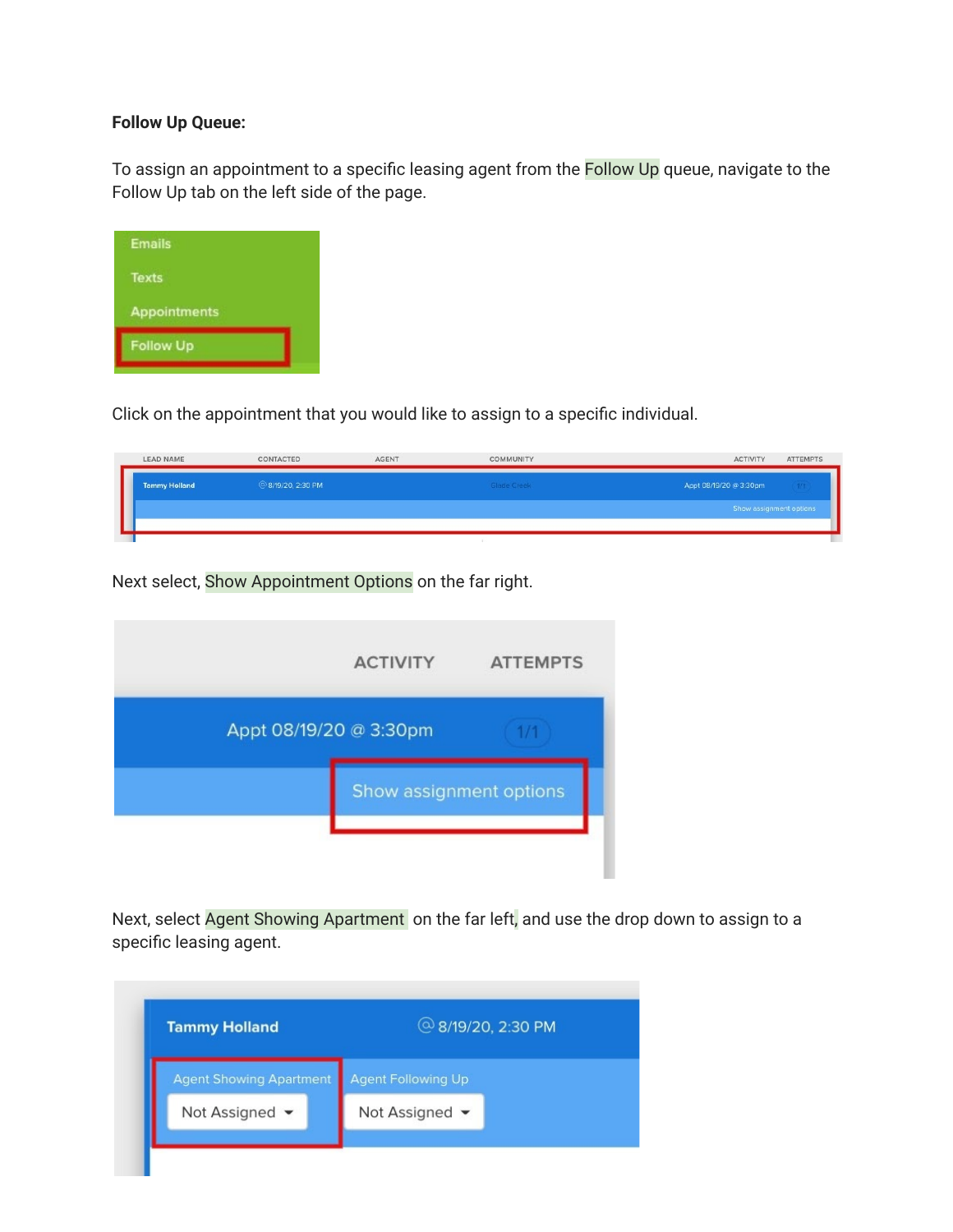**Follow Up Queue:**

To assign an appointment to a specific leasing agent from the Follow Up queue, navigate to the Follow Up tab on the left side of the page.

Click on the appointment that you would like to assign to a specific individual.

Next select, Show Appointment Options on the far right.

Next, select Agent Showing Apartment on the far left, and use the drop down to assign to a specific leasing agent.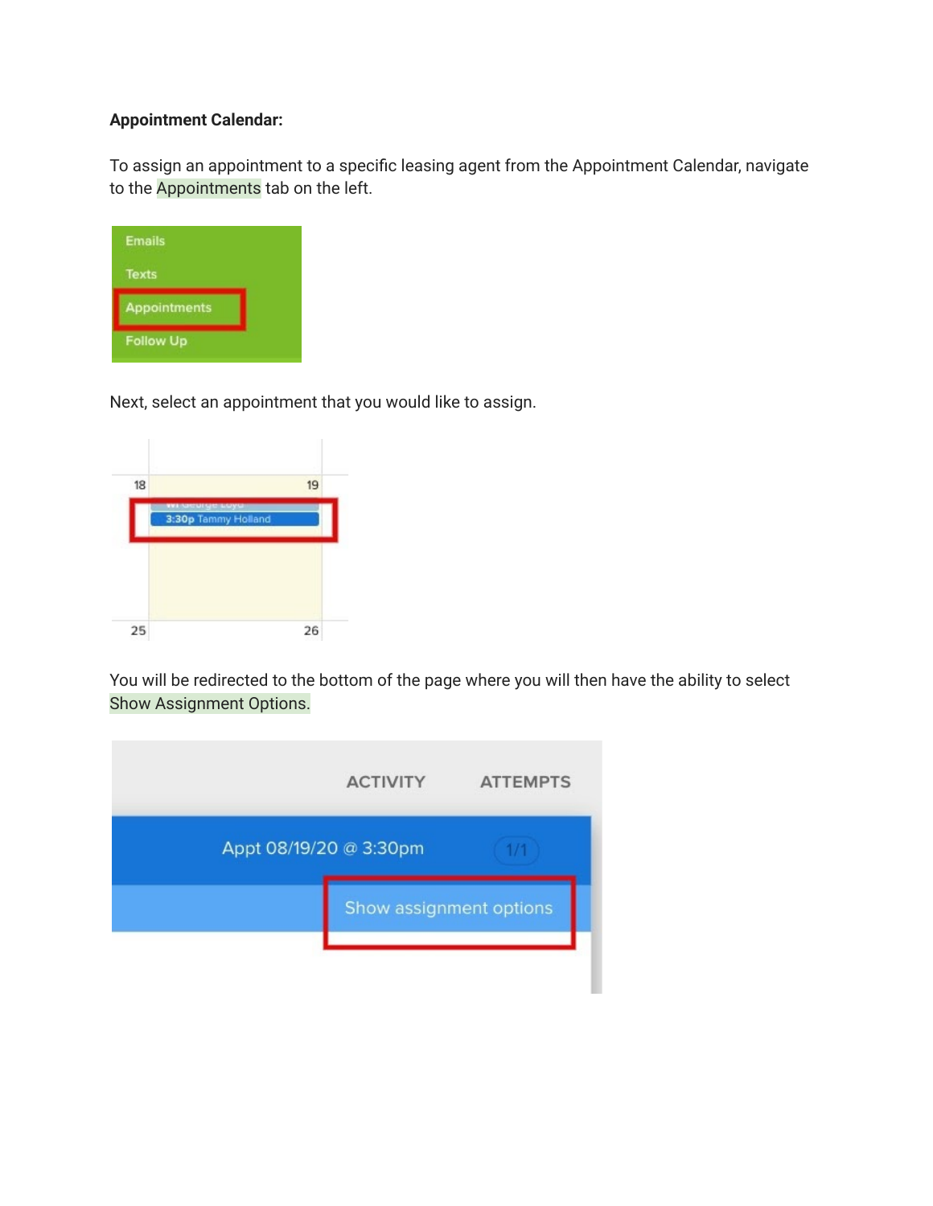**Appointment Calendar:**

To assign an appointment to a specific leasing agent from the Appointment Calendar, navigate to the Appointments tab on the left.

Next, select an appointment that you would like to assign.

You will be redirected to the bottom of the page where you will then have the ability to select Show Assignment Options.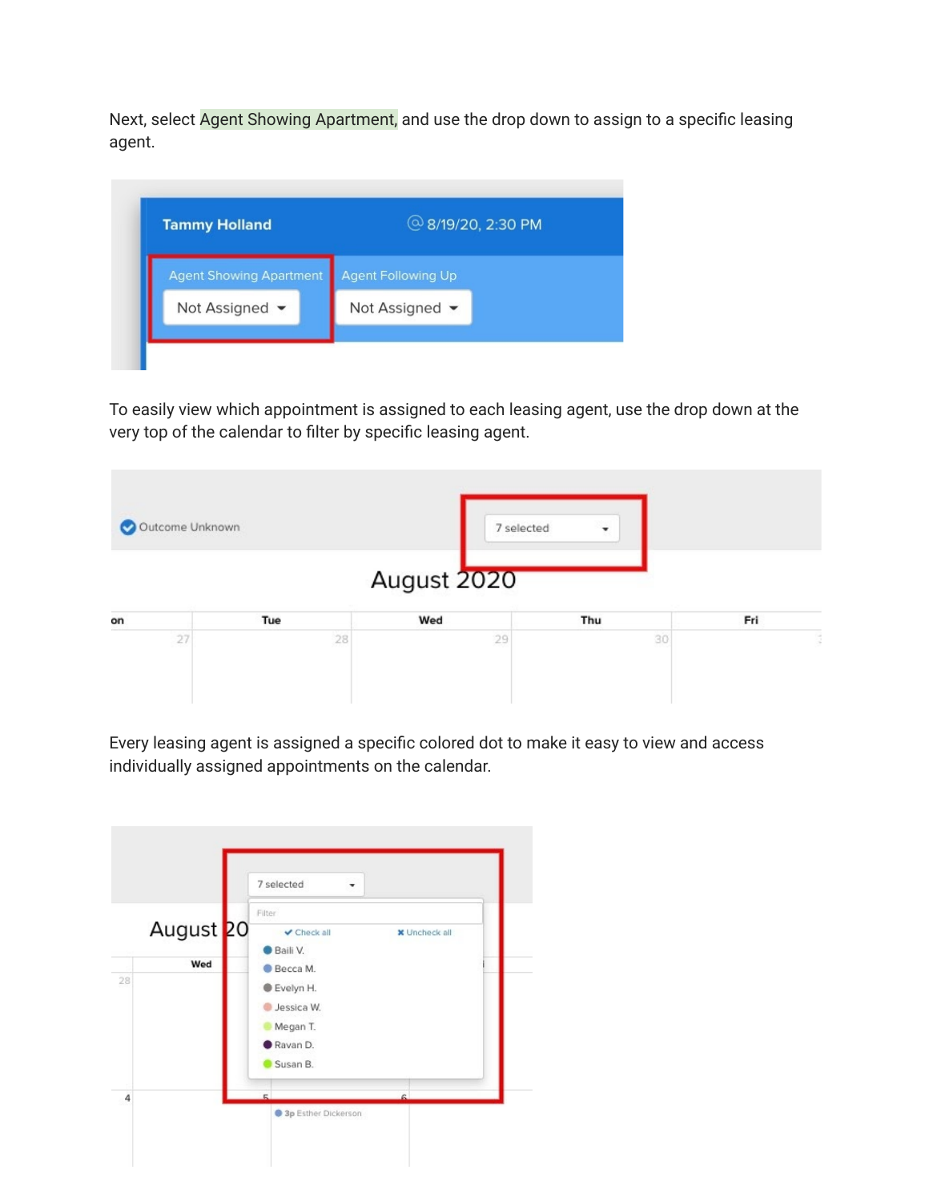Next, select Agent Showing Apartment, and use the drop down to assign to a specific leasing agent.

To easily view which appointment is assigned to each leasing agent, use the drop down at the very top of the calendar to filter by specific leasing agent.

Every leasing agent is assigned a specific colored dot to make it easy to view and access individually assigned appointments on the calendar.